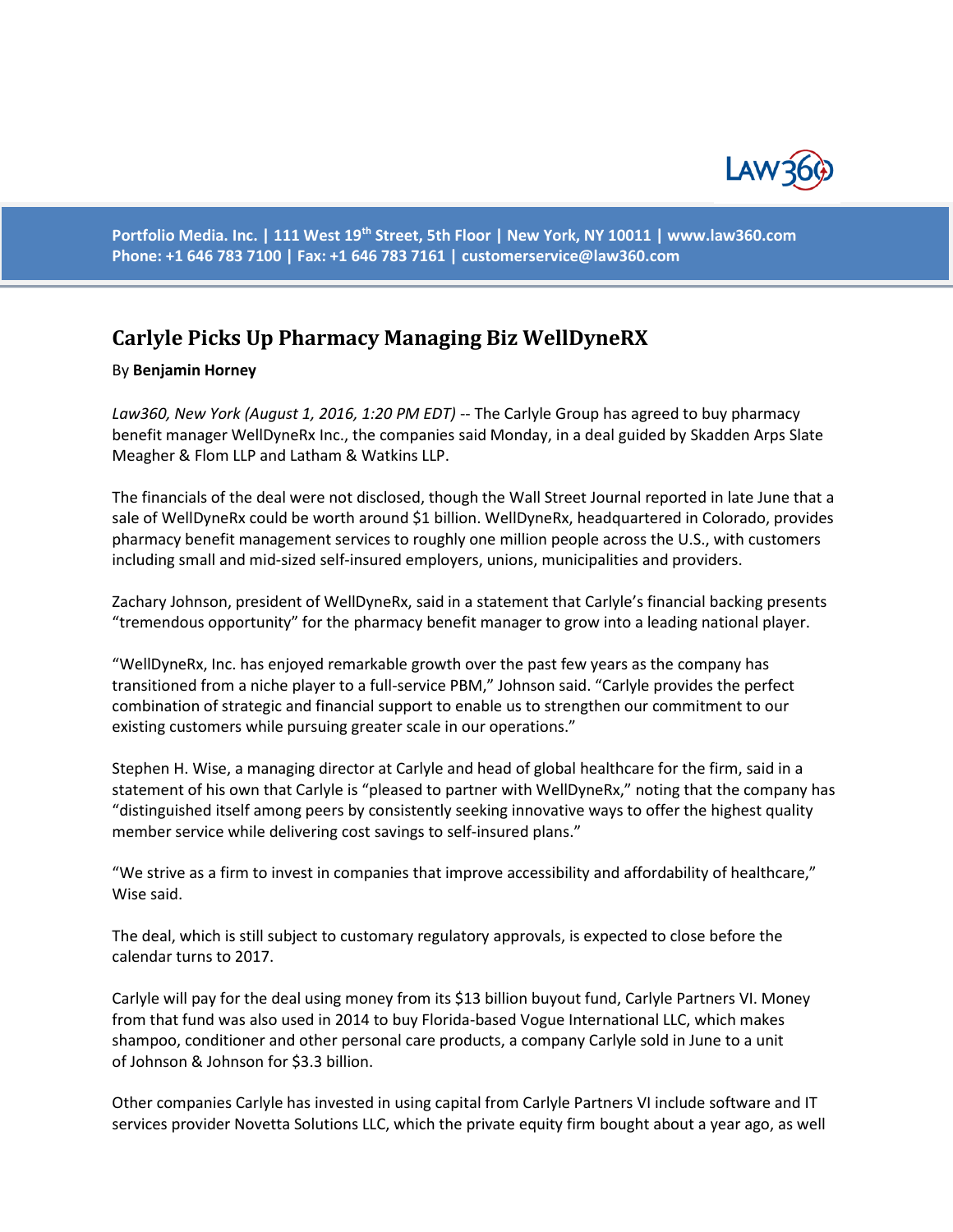Portfolio Media. Inc. | 111 West 19th Street, 5th Floor | New York, NY 10011 | www.law360.com
Phone: +1 646 783 7100 | Fax: +1 646 783 7161 | customerservice@law360.com

# Carlyle Picks Up Pharmacy Managing Biz WellDyneRX

By **Benjamin Horney**

*Law360, New York (August 1, 2016, 1:20 PM EDT)* -- The Carlyle Group has agreed to buy pharmacy benefit manager WellDyneRx Inc., the companies said Monday, in a deal guided by Skadden Arps Slate Meagher & Flom LLP and Latham & Watkins LLP.

The financials of the deal were not disclosed, though the Wall Street Journal reported in late June that a sale of WellDyneRx could be worth around $1 billion. WellDyneRx, headquartered in Colorado, provides pharmacy benefit management services to roughly one million people across the U.S., with customers including small and mid-sized self-insured employers, unions, municipalities and providers.

Zachary Johnson, president of WellDyneRx, said in a statement that Carlyle's financial backing presents "tremendous opportunity" for the pharmacy benefit manager to grow into a leading national player.

"WellDyneRx, Inc. has enjoyed remarkable growth over the past few years as the company has transitioned from a niche player to a full-service PBM," Johnson said. "Carlyle provides the perfect combination of strategic and financial support to enable us to strengthen our commitment to our existing customers while pursuing greater scale in our operations."

Stephen H. Wise, a managing director at Carlyle and head of global healthcare for the firm, said in a statement of his own that Carlyle is "pleased to partner with WellDyneRx," noting that the company has "distinguished itself among peers by consistently seeking innovative ways to offer the highest quality member service while delivering cost savings to self-insured plans."

"We strive as a firm to invest in companies that improve accessibility and affordability of healthcare," Wise said.

The deal, which is still subject to customary regulatory approvals, is expected to close before the calendar turns to 2017.

Carlyle will pay for the deal using money from its $13 billion buyout fund, Carlyle Partners VI. Money from that fund was also used in 2014 to buy Florida-based Vogue International LLC, which makes shampoo, conditioner and other personal care products, a company Carlyle sold in June to a unit of Johnson & Johnson for $3.3 billion.

Other companies Carlyle has invested in using capital from Carlyle Partners VI include software and IT services provider Novetta Solutions LLC, which the private equity firm bought about a year ago, as well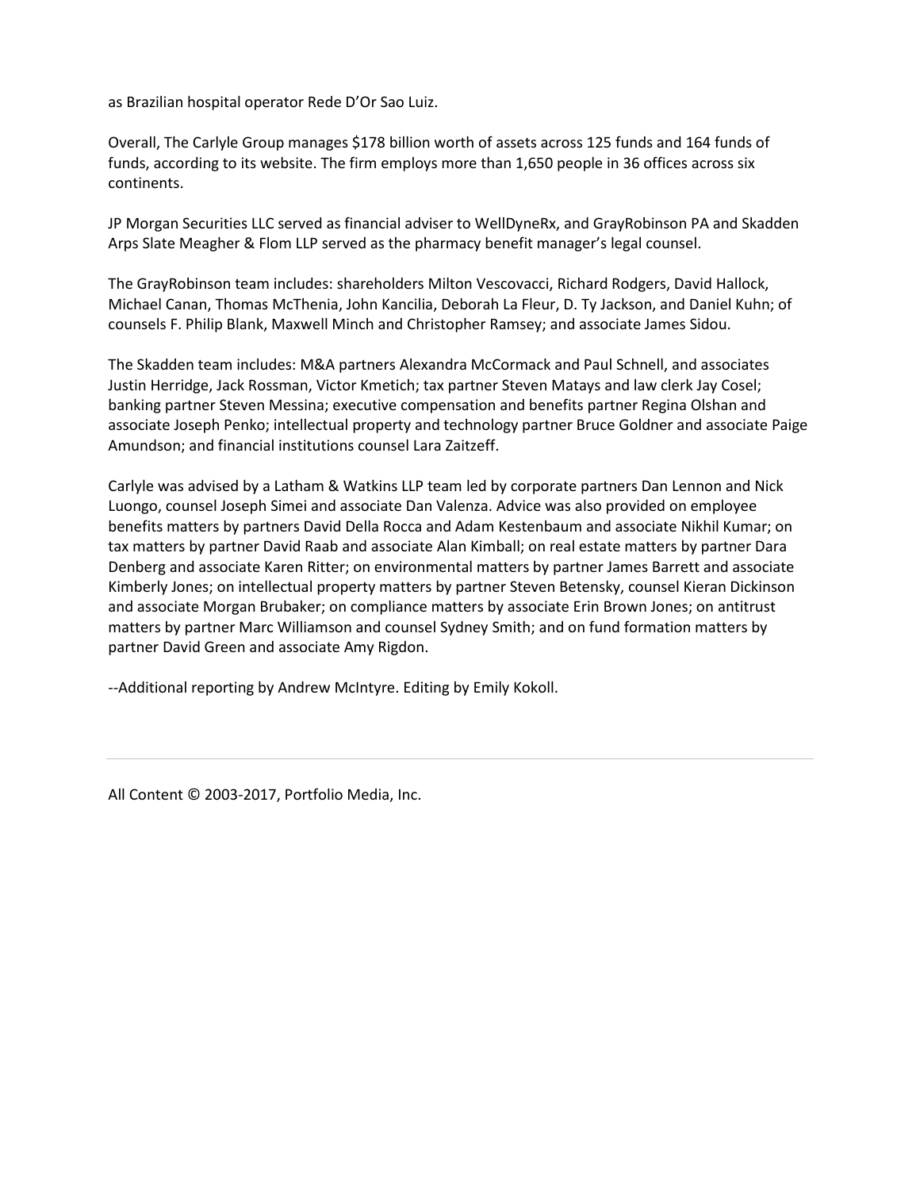as Brazilian hospital operator Rede D'Or Sao Luiz.

Overall, The Carlyle Group manages $178 billion worth of assets across 125 funds and 164 funds of funds, according to its website. The firm employs more than 1,650 people in 36 offices across six continents.

JP Morgan Securities LLC served as financial adviser to WellDyneRx, and GrayRobinson PA and Skadden Arps Slate Meagher & Flom LLP served as the pharmacy benefit manager's legal counsel.

The GrayRobinson team includes: shareholders Milton Vescovacci, Richard Rodgers, David Hallock, Michael Canan, Thomas McThenia, John Kancilia, Deborah La Fleur, D. Ty Jackson, and Daniel Kuhn; of counsels F. Philip Blank, Maxwell Minch and Christopher Ramsey; and associate James Sidou.

The Skadden team includes: M&A partners Alexandra McCormack and Paul Schnell, and associates Justin Herridge, Jack Rossman, Victor Kmetich; tax partner Steven Matays and law clerk Jay Cosel; banking partner Steven Messina; executive compensation and benefits partner Regina Olshan and associate Joseph Penko; intellectual property and technology partner Bruce Goldner and associate Paige Amundson; and financial institutions counsel Lara Zaitzeff.

Carlyle was advised by a Latham & Watkins LLP team led by corporate partners Dan Lennon and Nick Luongo, counsel Joseph Simei and associate Dan Valenza. Advice was also provided on employee benefits matters by partners David Della Rocca and Adam Kestenbaum and associate Nikhil Kumar; on tax matters by partner David Raab and associate Alan Kimball; on real estate matters by partner Dara Denberg and associate Karen Ritter; on environmental matters by partner James Barrett and associate Kimberly Jones; on intellectual property matters by partner Steven Betensky, counsel Kieran Dickinson and associate Morgan Brubaker; on compliance matters by associate Erin Brown Jones; on antitrust matters by partner Marc Williamson and counsel Sydney Smith; and on fund formation matters by partner David Green and associate Amy Rigdon.

--Additional reporting by Andrew McIntyre. Editing by Emily Kokoll.

---

All Content © 2003-2017, Portfolio Media, Inc.